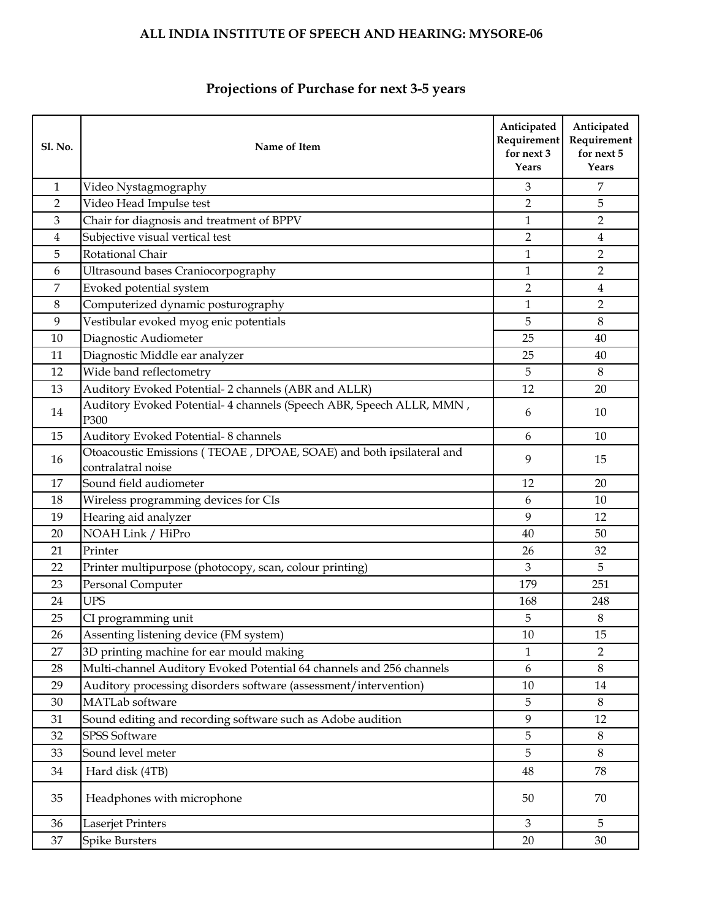# ALL INDIA INSTITUTE OF SPEECH AND HEARING: MYSORE-06

## Projections of Purchase for next 3-5 years

| Sl. No. | Name of Item | Anticipated Requirement for next 3 Years | Anticipated Requirement for next 5 Years |
|---|---|---|---|
| 1 | Video Nystagmography | 3 | 7 |
| 2 | Video Head Impulse test | 2 | 5 |
| 3 | Chair for diagnosis and treatment of BPPV | 1 | 2 |
| 4 | Subjective visual vertical test | 2 | 4 |
| 5 | Rotational Chair | 1 | 2 |
| 6 | Ultrasound bases Craniocorpography | 1 | 2 |
| 7 | Evoked potential system | 2 | 4 |
| 8 | Computerized dynamic posturography | 1 | 2 |
| 9 | Vestibular evoked myog enic potentials | 5 | 8 |
| 10 | Diagnostic Audiometer | 25 | 40 |
| 11 | Diagnostic Middle ear analyzer | 25 | 40 |
| 12 | Wide band reflectometry | 5 | 8 |
| 13 | Auditory Evoked Potential- 2 channels (ABR and ALLR) | 12 | 20 |
| 14 | Auditory Evoked Potential- 4 channels (Speech ABR, Speech ALLR, MMN , P300 | 6 | 10 |
| 15 | Auditory Evoked Potential- 8 channels | 6 | 10 |
| 16 | Otoacoustic Emissions ( TEOAE , DPOAE, SOAE) and both ipsilateral and contralatral noise | 9 | 15 |
| 17 | Sound field audiometer | 12 | 20 |
| 18 | Wireless programming devices for CIs | 6 | 10 |
| 19 | Hearing aid analyzer | 9 | 12 |
| 20 | NOAH Link / HiPro | 40 | 50 |
| 21 | Printer | 26 | 32 |
| 22 | Printer multipurpose (photocopy, scan, colour printing) | 3 | 5 |
| 23 | Personal Computer | 179 | 251 |
| 24 | UPS | 168 | 248 |
| 25 | CI programming unit | 5 | 8 |
| 26 | Assenting listening device (FM system) | 10 | 15 |
| 27 | 3D printing machine for ear mould making | 1 | 2 |
| 28 | Multi-channel Auditory Evoked Potential 64 channels and 256 channels | 6 | 8 |
| 29 | Auditory processing disorders software (assessment/intervention) | 10 | 14 |
| 30 | MATLab software | 5 | 8 |
| 31 | Sound editing and recording software such as Adobe audition | 9 | 12 |
| 32 | SPSS Software | 5 | 8 |
| 33 | Sound level meter | 5 | 8 |
| 34 | Hard disk (4TB) | 48 | 78 |
| 35 | Headphones with microphone | 50 | 70 |
| 36 | Laserjet Printers | 3 | 5 |
| 37 | Spike Bursters | 20 | 30 |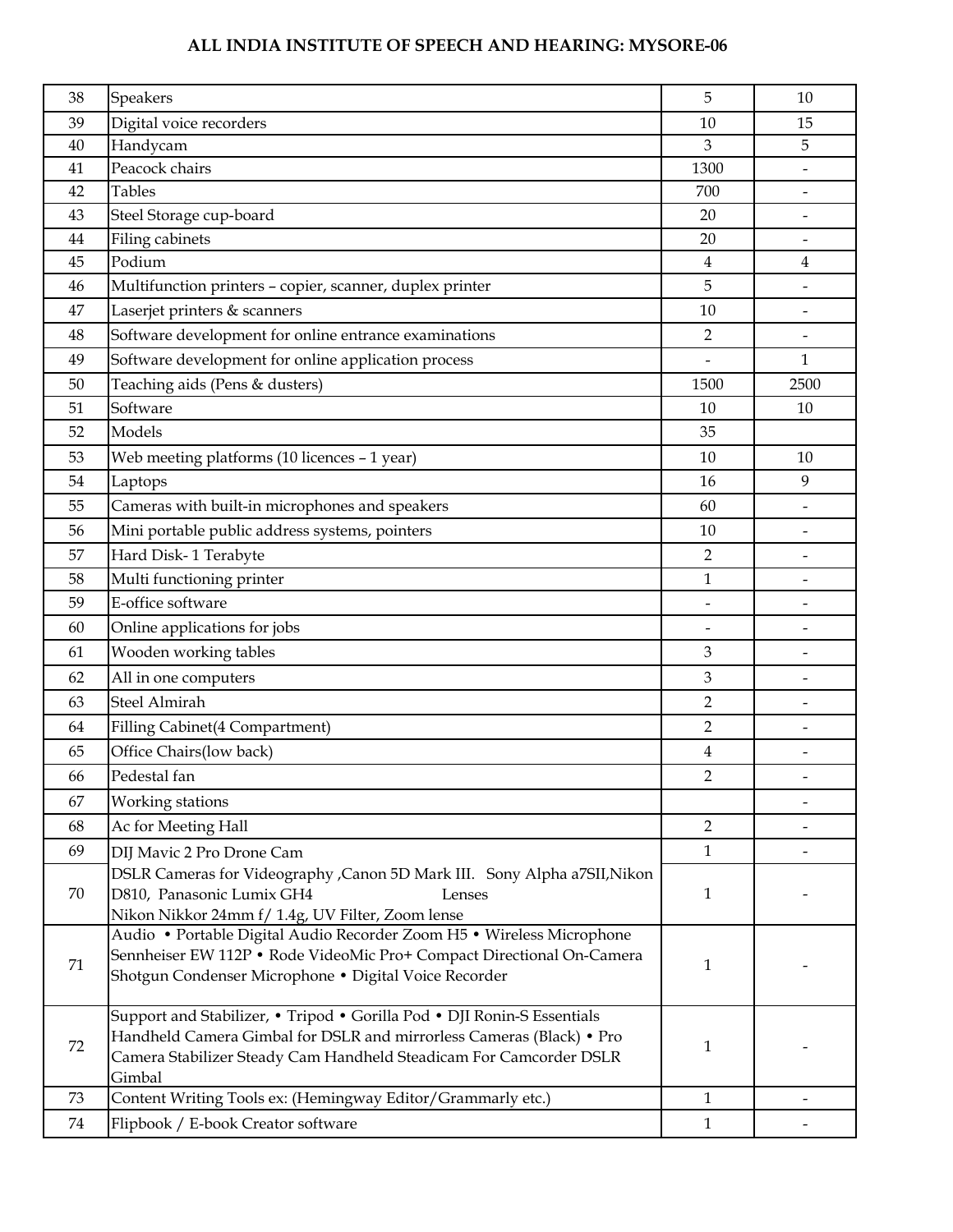## ALL INDIA INSTITUTE OF SPEECH AND HEARING: MYSORE-06

| | | | |
|---|---|---|---|
| 38 | Speakers | 5 | 10 |
| 39 | Digital voice recorders | 10 | 15 |
| 40 | Handycam | 3 | 5 |
| 41 | Peacock chairs | 1300 | - |
| 42 | Tables | 700 | - |
| 43 | Steel Storage cup-board | 20 | - |
| 44 | Filing cabinets | 20 | - |
| 45 | Podium | 4 | 4 |
| 46 | Multifunction printers – copier, scanner, duplex printer | 5 | - |
| 47 | Laserjet printers & scanners | 10 | - |
| 48 | Software development for online entrance examinations | 2 | - |
| 49 | Software development for online application process | - | 1 |
| 50 | Teaching aids (Pens & dusters) | 1500 | 2500 |
| 51 | Software | 10 | 10 |
| 52 | Models | 35 | |
| 53 | Web meeting platforms (10 licences – 1 year) | 10 | 10 |
| 54 | Laptops | 16 | 9 |
| 55 | Cameras with built-in microphones and speakers | 60 | - |
| 56 | Mini portable public address systems, pointers | 10 | - |
| 57 | Hard Disk- 1 Terabyte | 2 | - |
| 58 | Multi functioning printer | 1 | - |
| 59 | E-office software | - | - |
| 60 | Online applications for jobs | - | - |
| 61 | Wooden working tables | 3 | - |
| 62 | All in one computers | 3 | - |
| 63 | Steel Almirah | 2 | - |
| 64 | Filling Cabinet(4 Compartment) | 2 | - |
| 65 | Office Chairs(low back) | 4 | - |
| 66 | Pedestal fan | 2 | - |
| 67 | Working stations | | - |
| 68 | Ac for Meeting Hall | 2 | - |
| 69 | DIJ Mavic 2 Pro Drone Cam | 1 | - |
| 70 | DSLR Cameras for Videography ,Canon 5D Mark III. Sony Alpha a7SII,Nikon D810, Panasonic Lumix GH4 Lenses Nikon Nikkor 24mm f/ 1.4g, UV Filter, Zoom lense | 1 | - |
| 71 | Audio • Portable Digital Audio Recorder Zoom H5 • Wireless Microphone Sennheiser EW 112P • Rode VideoMic Pro+ Compact Directional On-Camera Shotgun Condenser Microphone • Digital Voice Recorder | 1 | - |
| 72 | Support and Stabilizer, • Tripod • Gorilla Pod • DJI Ronin-S Essentials Handheld Camera Gimbal for DSLR and mirrorless Cameras (Black) • Pro Camera Stabilizer Steady Cam Handheld Steadicam For Camcorder DSLR Gimbal | 1 | - |
| 73 | Content Writing Tools ex: (Hemingway Editor/Grammarly etc.) | 1 | - |
| 74 | Flipbook / E-book Creator software | 1 | - |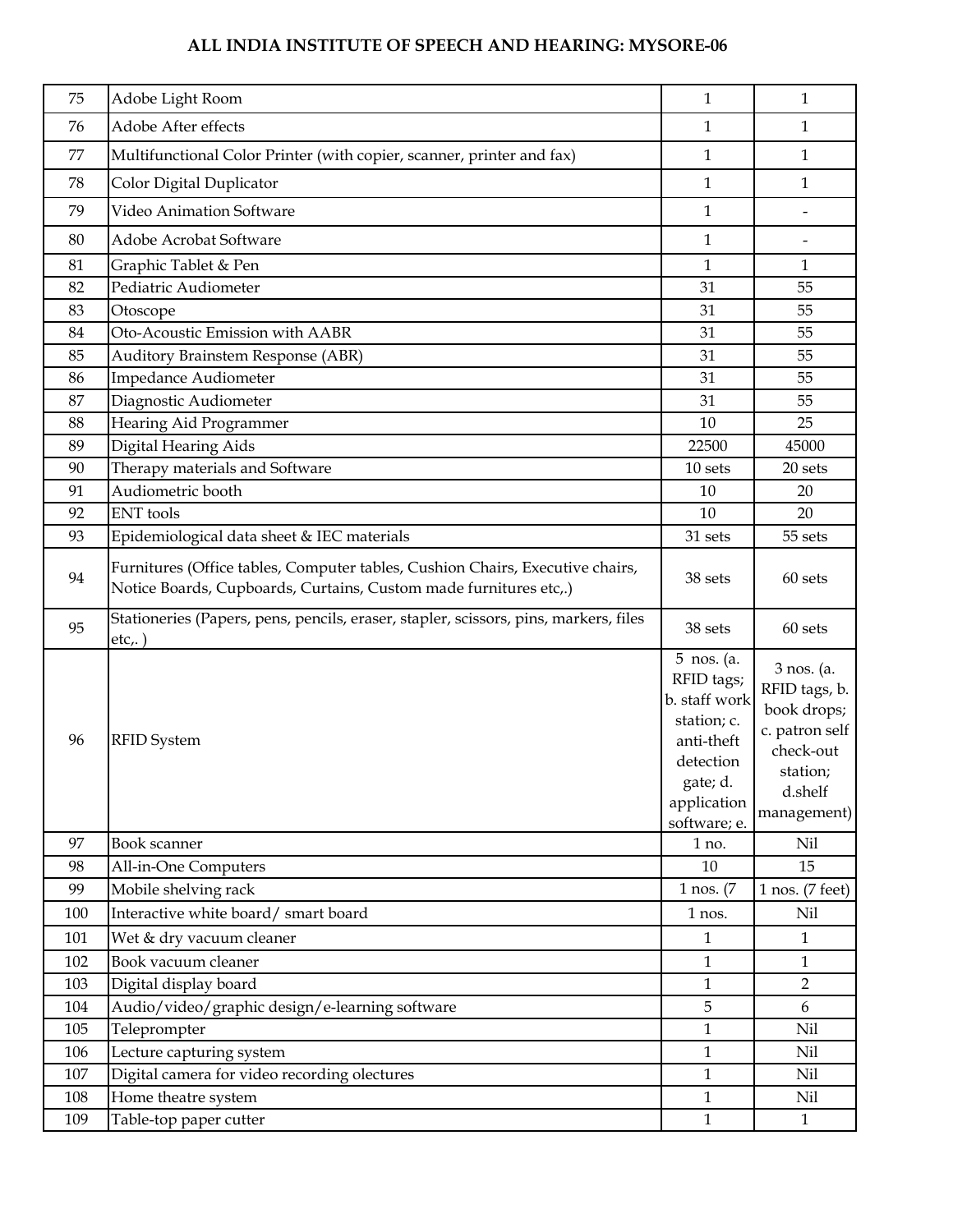## ALL INDIA INSTITUTE OF SPEECH AND HEARING: MYSORE-06

| | | | |
|---|---|---|---|
| 75 | Adobe Light Room | 1 | 1 |
| 76 | Adobe After effects | 1 | 1 |
| 77 | Multifunctional Color Printer (with copier, scanner, printer and fax) | 1 | 1 |
| 78 | Color Digital Duplicator | 1 | 1 |
| 79 | Video Animation Software | 1 | - |
| 80 | Adobe Acrobat Software | 1 | - |
| 81 | Graphic Tablet & Pen | 1 | 1 |
| 82 | Pediatric Audiometer | 31 | 55 |
| 83 | Otoscope | 31 | 55 |
| 84 | Oto-Acoustic Emission with AABR | 31 | 55 |
| 85 | Auditory Brainstem Response (ABR) | 31 | 55 |
| 86 | Impedance Audiometer | 31 | 55 |
| 87 | Diagnostic Audiometer | 31 | 55 |
| 88 | Hearing Aid Programmer | 10 | 25 |
| 89 | Digital Hearing Aids | 22500 | 45000 |
| 90 | Therapy materials and Software | 10 sets | 20 sets |
| 91 | Audiometric booth | 10 | 20 |
| 92 | ENT tools | 10 | 20 |
| 93 | Epidemiological data sheet & IEC materials | 31 sets | 55 sets |
| 94 | Furnitures (Office tables, Computer tables, Cushion Chairs, Executive chairs, Notice Boards, Cupboards, Curtains, Custom made furnitures etc,.) | 38 sets | 60 sets |
| 95 | Stationeries (Papers, pens, pencils, eraser, stapler, scissors, pins, markers, files etc,. ) | 38 sets | 60 sets |
| 96 | RFID System | 5 nos. (a. RFID tags; b. staff work station; c. anti-theft detection gate; d. application software; e. | 3 nos. (a. RFID tags, b. book drops; c. patron self check-out station; d.shelf management) |
| 97 | Book scanner | 1 no. | Nil |
| 98 | All-in-One Computers | 10 | 15 |
| 99 | Mobile shelving rack | 1 nos. (7 | 1 nos. (7 feet) |
| 100 | Interactive white board/ smart board | 1 nos. | Nil |
| 101 | Wet & dry vacuum cleaner | 1 | 1 |
| 102 | Book vacuum cleaner | 1 | 1 |
| 103 | Digital display board | 1 | 2 |
| 104 | Audio/video/graphic design/e-learning software | 5 | 6 |
| 105 | Teleprompter | 1 | Nil |
| 106 | Lecture capturing system | 1 | Nil |
| 107 | Digital camera for video recording olectures | 1 | Nil |
| 108 | Home theatre system | 1 | Nil |
| 109 | Table-top paper cutter | 1 | 1 |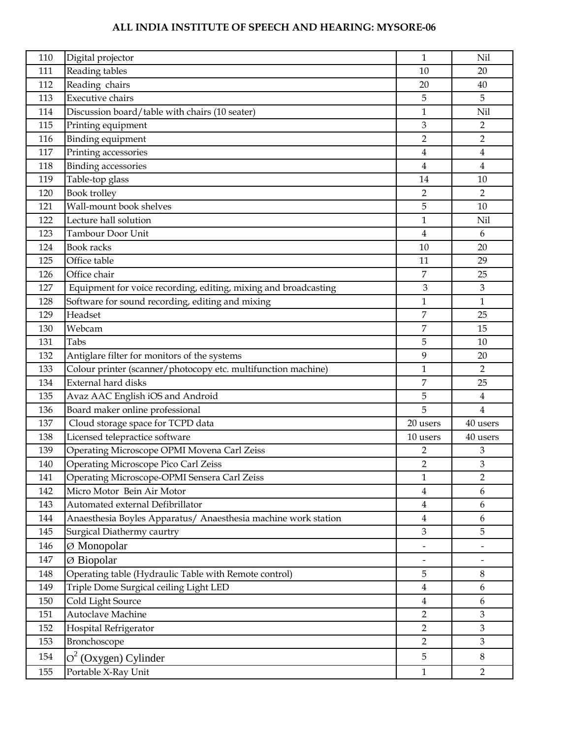## ALL INDIA INSTITUTE OF SPEECH AND HEARING: MYSORE-06

| | | | |
|---|---|---|---|
| 110 | Digital projector | 1 | Nil |
| 111 | Reading tables | 10 | 20 |
| 112 | Reading chairs | 20 | 40 |
| 113 | Executive chairs | 5 | 5 |
| 114 | Discussion board/table with chairs (10 seater) | 1 | Nil |
| 115 | Printing equipment | 3 | 2 |
| 116 | Binding equipment | 2 | 2 |
| 117 | Printing accessories | 4 | 4 |
| 118 | Binding accessories | 4 | 4 |
| 119 | Table-top glass | 14 | 10 |
| 120 | Book trolley | 2 | 2 |
| 121 | Wall-mount book shelves | 5 | 10 |
| 122 | Lecture hall solution | 1 | Nil |
| 123 | Tambour Door Unit | 4 | 6 |
| 124 | Book racks | 10 | 20 |
| 125 | Office table | 11 | 29 |
| 126 | Office chair | 7 | 25 |
| 127 | Equipment for voice recording, editing, mixing and broadcasting | 3 | 3 |
| 128 | Software for sound recording, editing and mixing | 1 | 1 |
| 129 | Headset | 7 | 25 |
| 130 | Webcam | 7 | 15 |
| 131 | Tabs | 5 | 10 |
| 132 | Antiglare filter for monitors of the systems | 9 | 20 |
| 133 | Colour printer (scanner/photocopy etc. multifunction machine) | 1 | 2 |
| 134 | External hard disks | 7 | 25 |
| 135 | Avaz AAC English iOS and Android | 5 | 4 |
| 136 | Board maker online professional | 5 | 4 |
| 137 | Cloud storage space for TCPD data | 20 users | 40 users |
| 138 | Licensed telepractice software | 10 users | 40 users |
| 139 | Operating Microscope OPMI Movena Carl Zeiss | 2 | 3 |
| 140 | Operating Microscope Pico Carl Zeiss | 2 | 3 |
| 141 | Operating Microscope-OPMI Sensera Carl Zeiss | 1 | 2 |
| 142 | Micro Motor Bein Air Motor | 4 | 6 |
| 143 | Automated external Defibrillator | 4 | 6 |
| 144 | Anaesthesia Boyles Apparatus/ Anaesthesia machine work station | 4 | 6 |
| 145 | Surgical Diathermy caurtry | 3 | 5 |
| 146 | Ø Monopolar | - | - |
| 147 | Ø Biopolar | - | - |
| 148 | Operating table (Hydraulic Table with Remote control) | 5 | 8 |
| 149 | Triple Dome Surgical ceiling Light LED | 4 | 6 |
| 150 | Cold Light Source | 4 | 6 |
| 151 | Autoclave Machine | 2 | 3 |
| 152 | Hospital Refrigerator | 2 | 3 |
| 153 | Bronchoscope | 2 | 3 |
| 154 | $O^2$ (Oxygen) Cylinder | 5 | 8 |
| 155 | Portable X-Ray Unit | 1 | 2 |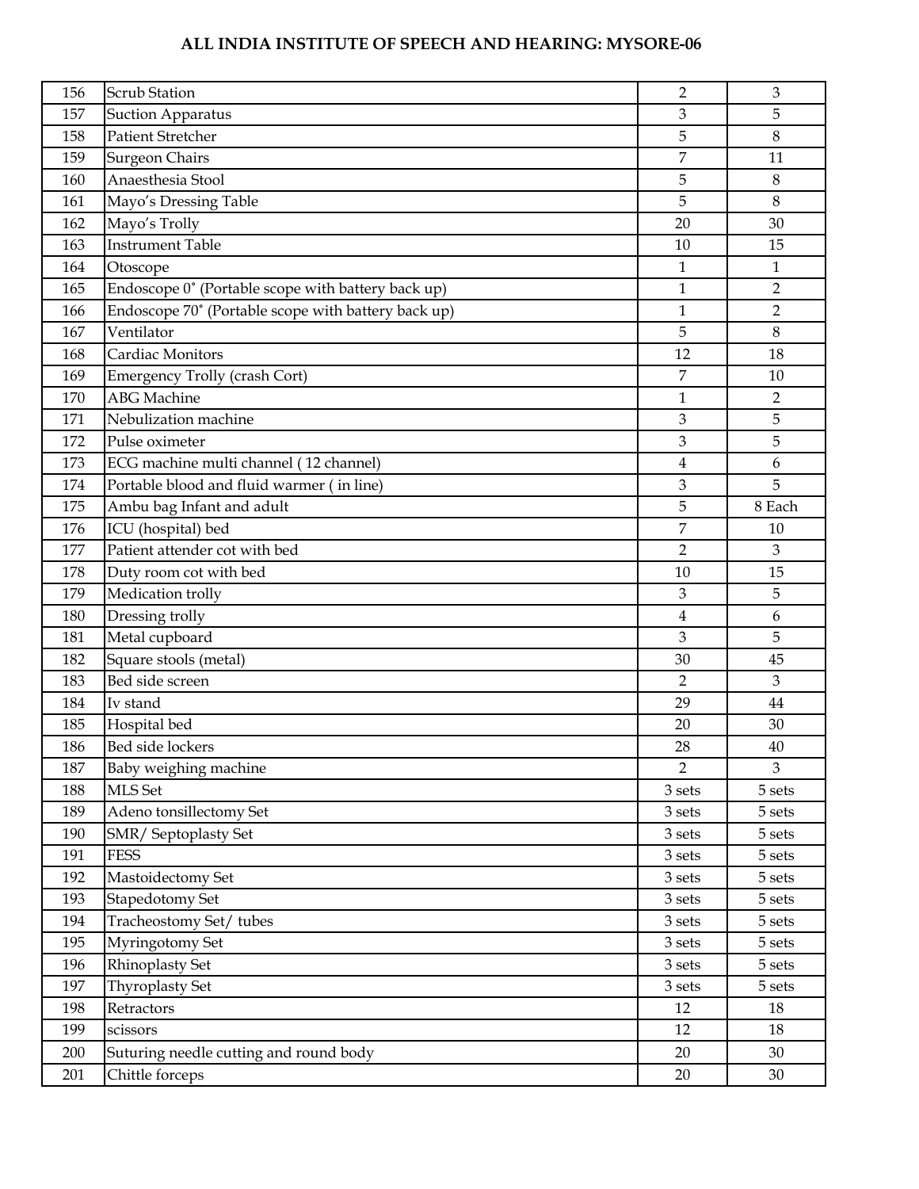**ALL INDIA INSTITUTE OF SPEECH AND HEARING: MYSORE-06**

| | | | |
|---|---|---|---|
| 156 | Scrub Station | 2 | 3 |
| 157 | Suction Apparatus | 3 | 5 |
| 158 | Patient Stretcher | 5 | 8 |
| 159 | Surgeon Chairs | 7 | 11 |
| 160 | Anaesthesia Stool | 5 | 8 |
| 161 | Mayo's Dressing Table | 5 | 8 |
| 162 | Mayo's Trolly | 20 | 30 |
| 163 | Instrument Table | 10 | 15 |
| 164 | Otoscope | 1 | 1 |
| 165 | Endoscope 0˚ (Portable scope with battery back up) | 1 | 2 |
| 166 | Endoscope 70˚ (Portable scope with battery back up) | 1 | 2 |
| 167 | Ventilator | 5 | 8 |
| 168 | Cardiac Monitors | 12 | 18 |
| 169 | Emergency Trolly (crash Cort) | 7 | 10 |
| 170 | ABG Machine | 1 | 2 |
| 171 | Nebulization machine | 3 | 5 |
| 172 | Pulse oximeter | 3 | 5 |
| 173 | ECG machine multi channel ( 12 channel) | 4 | 6 |
| 174 | Portable blood and fluid warmer ( in line) | 3 | 5 |
| 175 | Ambu bag Infant and adult | 5 | 8 Each |
| 176 | ICU (hospital) bed | 7 | 10 |
| 177 | Patient attender cot with bed | 2 | 3 |
| 178 | Duty room cot with bed | 10 | 15 |
| 179 | Medication trolly | 3 | 5 |
| 180 | Dressing trolly | 4 | 6 |
| 181 | Metal cupboard | 3 | 5 |
| 182 | Square stools (metal) | 30 | 45 |
| 183 | Bed side screen | 2 | 3 |
| 184 | Iv stand | 29 | 44 |
| 185 | Hospital bed | 20 | 30 |
| 186 | Bed side lockers | 28 | 40 |
| 187 | Baby weighing machine | 2 | 3 |
| 188 | MLS Set | 3 sets | 5 sets |
| 189 | Adeno tonsillectomy Set | 3 sets | 5 sets |
| 190 | SMR/ Septoplasty Set | 3 sets | 5 sets |
| 191 | FESS | 3 sets | 5 sets |
| 192 | Mastoidectomy Set | 3 sets | 5 sets |
| 193 | Stapedotomy Set | 3 sets | 5 sets |
| 194 | Tracheostomy Set/ tubes | 3 sets | 5 sets |
| 195 | Myringotomy Set | 3 sets | 5 sets |
| 196 | Rhinoplasty Set | 3 sets | 5 sets |
| 197 | Thyroplasty Set | 3 sets | 5 sets |
| 198 | Retractors | 12 | 18 |
| 199 | scissors | 12 | 18 |
| 200 | Suturing needle cutting and round body | 20 | 30 |
| 201 | Chittle forceps | 20 | 30 |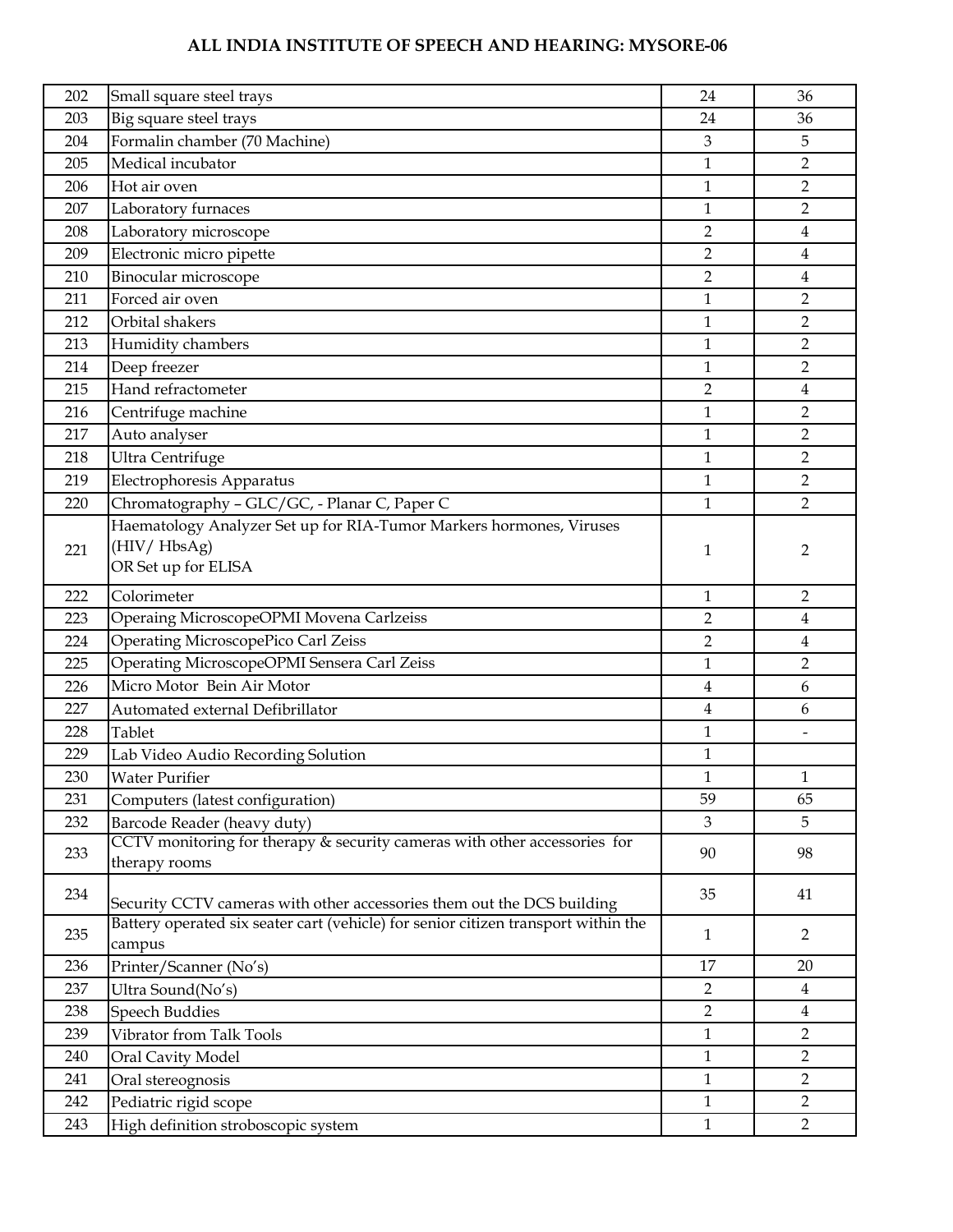## ALL INDIA INSTITUTE OF SPEECH AND HEARING: MYSORE-06

| | | | |
|---|---|---|---|
| 202 | Small square steel trays | 24 | 36 |
| 203 | Big square steel trays | 24 | 36 |
| 204 | Formalin chamber (70 Machine) | 3 | 5 |
| 205 | Medical incubator | 1 | 2 |
| 206 | Hot air oven | 1 | 2 |
| 207 | Laboratory furnaces | 1 | 2 |
| 208 | Laboratory microscope | 2 | 4 |
| 209 | Electronic micro pipette | 2 | 4 |
| 210 | Binocular microscope | 2 | 4 |
| 211 | Forced air oven | 1 | 2 |
| 212 | Orbital shakers | 1 | 2 |
| 213 | Humidity chambers | 1 | 2 |
| 214 | Deep freezer | 1 | 2 |
| 215 | Hand refractometer | 2 | 4 |
| 216 | Centrifuge machine | 1 | 2 |
| 217 | Auto analyser | 1 | 2 |
| 218 | Ultra Centrifuge | 1 | 2 |
| 219 | Electrophoresis Apparatus | 1 | 2 |
| 220 | Chromatography – GLC/GC, - Planar C, Paper C | 1 | 2 |
| 221 | Haematology Analyzer Set up for RIA-Tumor Markers hormones, Viruses (HIV/ HbsAg) OR Set up for ELISA | 1 | 2 |
| 222 | Colorimeter | 1 | 2 |
| 223 | Operaing MicroscopeOPMI Movena Carlzeiss | 2 | 4 |
| 224 | Operating MicroscopePico Carl Zeiss | 2 | 4 |
| 225 | Operating MicroscopeOPMI Sensera Carl Zeiss | 1 | 2 |
| 226 | Micro Motor Bein Air Motor | 4 | 6 |
| 227 | Automated external Defibrillator | 4 | 6 |
| 228 | Tablet | 1 | - |
| 229 | Lab Video Audio Recording Solution | 1 | |
| 230 | Water Purifier | 1 | 1 |
| 231 | Computers (latest configuration) | 59 | 65 |
| 232 | Barcode Reader (heavy duty) | 3 | 5 |
| 233 | CCTV monitoring for therapy & security cameras with other accessories for therapy rooms | 90 | 98 |
| 234 | Security CCTV cameras with other accessories them out the DCS building | 35 | 41 |
| 235 | Battery operated six seater cart (vehicle) for senior citizen transport within the campus | 1 | 2 |
| 236 | Printer/Scanner (No's) | 17 | 20 |
| 237 | Ultra Sound(No's) | 2 | 4 |
| 238 | Speech Buddies | 2 | 4 |
| 239 | Vibrator from Talk Tools | 1 | 2 |
| 240 | Oral Cavity Model | 1 | 2 |
| 241 | Oral stereognosis | 1 | 2 |
| 242 | Pediatric rigid scope | 1 | 2 |
| 243 | High definition stroboscopic system | 1 | 2 |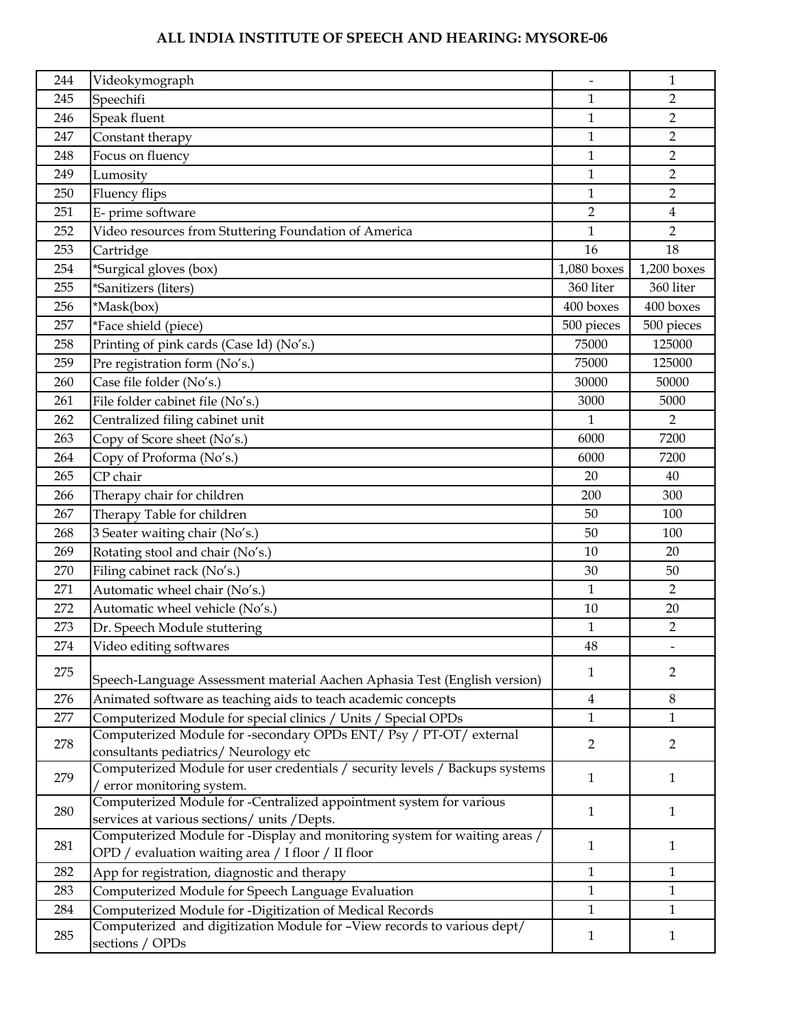## ALL INDIA INSTITUTE OF SPEECH AND HEARING: MYSORE-06

| | | | |
|---|---|---|---|
| 244 | Videokymograph | - | 1 |
| 245 | Speechifi | 1 | 2 |
| 246 | Speak fluent | 1 | 2 |
| 247 | Constant therapy | 1 | 2 |
| 248 | Focus on fluency | 1 | 2 |
| 249 | Lumosity | 1 | 2 |
| 250 | Fluency flips | 1 | 2 |
| 251 | E- prime software | 2 | 4 |
| 252 | Video resources from Stuttering Foundation of America | 1 | 2 |
| 253 | Cartridge | 16 | 18 |
| 254 | *Surgical gloves (box) | 1,080 boxes | 1,200 boxes |
| 255 | *Sanitizers (liters) | 360 liter | 360 liter |
| 256 | *Mask(box) | 400 boxes | 400 boxes |
| 257 | *Face shield (piece) | 500 pieces | 500 pieces |
| 258 | Printing of pink cards (Case Id) (No's.) | 75000 | 125000 |
| 259 | Pre registration form (No's.) | 75000 | 125000 |
| 260 | Case file folder (No's.) | 30000 | 50000 |
| 261 | File folder cabinet file (No's.) | 3000 | 5000 |
| 262 | Centralized filing cabinet unit | 1 | 2 |
| 263 | Copy of Score sheet (No's.) | 6000 | 7200 |
| 264 | Copy of Proforma (No's.) | 6000 | 7200 |
| 265 | CP chair | 20 | 40 |
| 266 | Therapy chair for children | 200 | 300 |
| 267 | Therapy Table for children | 50 | 100 |
| 268 | 3 Seater waiting chair (No's.) | 50 | 100 |
| 269 | Rotating stool and chair (No's.) | 10 | 20 |
| 270 | Filing cabinet rack (No's.) | 30 | 50 |
| 271 | Automatic wheel chair (No's.) | 1 | 2 |
| 272 | Automatic wheel vehicle (No's.) | 10 | 20 |
| 273 | Dr. Speech Module stuttering | 1 | 2 |
| 274 | Video editing softwares | 48 | - |
| 275 | Speech-Language Assessment material Aachen Aphasia Test (English version) | 1 | 2 |
| 276 | Animated software as teaching aids to teach academic concepts | 4 | 8 |
| 277 | Computerized Module for special clinics / Units / Special OPDs | 1 | 1 |
| 278 | Computerized Module for -secondary OPDs ENT/ Psy / PT-OT/ external consultants pediatrics/ Neurology etc | 2 | 2 |
| 279 | Computerized Module for user credentials / security levels / Backups systems / error monitoring system. | 1 | 1 |
| 280 | Computerized Module for -Centralized appointment system for various services at various sections/ units /Depts. | 1 | 1 |
| 281 | Computerized Module for -Display and monitoring system for waiting areas / OPD / evaluation waiting area / I floor / II floor | 1 | 1 |
| 282 | App for registration, diagnostic and therapy | 1 | 1 |
| 283 | Computerized Module for Speech Language Evaluation | 1 | 1 |
| 284 | Computerized Module for -Digitization of Medical Records | 1 | 1 |
| 285 | Computerized and digitization Module for –View records to various dept/ sections / OPDs | 1 | 1 |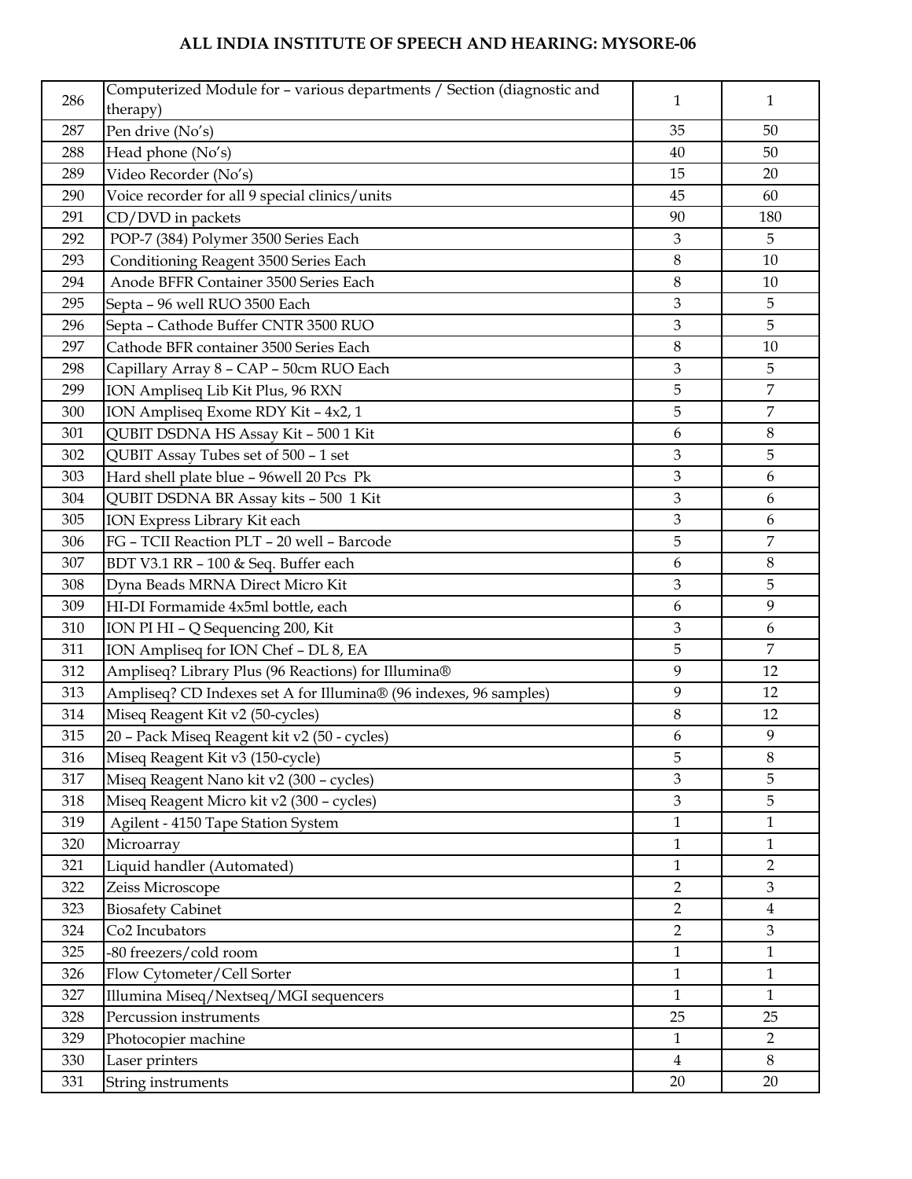## ALL INDIA INSTITUTE OF SPEECH AND HEARING: MYSORE-06

| | | | |
|---|---|---|---|
| 286 | Computerized Module for – various departments / Section (diagnostic and therapy) | 1 | 1 |
| 287 | Pen drive (No's) | 35 | 50 |
| 288 | Head phone (No's) | 40 | 50 |
| 289 | Video Recorder (No's) | 15 | 20 |
| 290 | Voice recorder for all 9 special clinics/units | 45 | 60 |
| 291 | CD/DVD in packets | 90 | 180 |
| 292 | POP-7 (384) Polymer 3500 Series Each | 3 | 5 |
| 293 | Conditioning Reagent 3500 Series Each | 8 | 10 |
| 294 | Anode BFFR Container 3500 Series Each | 8 | 10 |
| 295 | Septa – 96 well RUO 3500 Each | 3 | 5 |
| 296 | Septa – Cathode Buffer CNTR 3500 RUO | 3 | 5 |
| 297 | Cathode BFR container 3500 Series Each | 8 | 10 |
| 298 | Capillary Array 8 – CAP – 50cm RUO Each | 3 | 5 |
| 299 | ION Ampliseq Lib Kit Plus, 96 RXN | 5 | 7 |
| 300 | ION Ampliseq Exome RDY Kit – 4x2, 1 | 5 | 7 |
| 301 | QUBIT DSDNA HS Assay Kit – 500 1 Kit | 6 | 8 |
| 302 | QUBIT Assay Tubes set of 500 – 1 set | 3 | 5 |
| 303 | Hard shell plate blue – 96well 20 Pcs Pk | 3 | 6 |
| 304 | QUBIT DSDNA BR Assay kits – 500 1 Kit | 3 | 6 |
| 305 | ION Express Library Kit each | 3 | 6 |
| 306 | FG – TCII Reaction PLT – 20 well – Barcode | 5 | 7 |
| 307 | BDT V3.1 RR – 100 & Seq. Buffer each | 6 | 8 |
| 308 | Dyna Beads MRNA Direct Micro Kit | 3 | 5 |
| 309 | HI-DI Formamide 4x5ml bottle, each | 6 | 9 |
| 310 | ION PI HI – Q Sequencing 200, Kit | 3 | 6 |
| 311 | ION Ampliseq for ION Chef – DL 8, EA | 5 | 7 |
| 312 | Ampliseq? Library Plus (96 Reactions) for Illumina® | 9 | 12 |
| 313 | Ampliseq? CD Indexes set A for Illumina® (96 indexes, 96 samples) | 9 | 12 |
| 314 | Miseq Reagent Kit v2 (50-cycles) | 8 | 12 |
| 315 | 20 – Pack Miseq Reagent kit v2 (50 - cycles) | 6 | 9 |
| 316 | Miseq Reagent Kit v3 (150-cycle) | 5 | 8 |
| 317 | Miseq Reagent Nano kit v2 (300 – cycles) | 3 | 5 |
| 318 | Miseq Reagent Micro kit v2 (300 – cycles) | 3 | 5 |
| 319 | Agilent - 4150 Tape Station System | 1 | 1 |
| 320 | Microarray | 1 | 1 |
| 321 | Liquid handler (Automated) | 1 | 2 |
| 322 | Zeiss Microscope | 2 | 3 |
| 323 | Biosafety Cabinet | 2 | 4 |
| 324 | Co2 Incubators | 2 | 3 |
| 325 | -80 freezers/cold room | 1 | 1 |
| 326 | Flow Cytometer/Cell Sorter | 1 | 1 |
| 327 | Illumina Miseq/Nextseq/MGI sequencers | 1 | 1 |
| 328 | Percussion instruments | 25 | 25 |
| 329 | Photocopier machine | 1 | 2 |
| 330 | Laser printers | 4 | 8 |
| 331 | String instruments | 20 | 20 |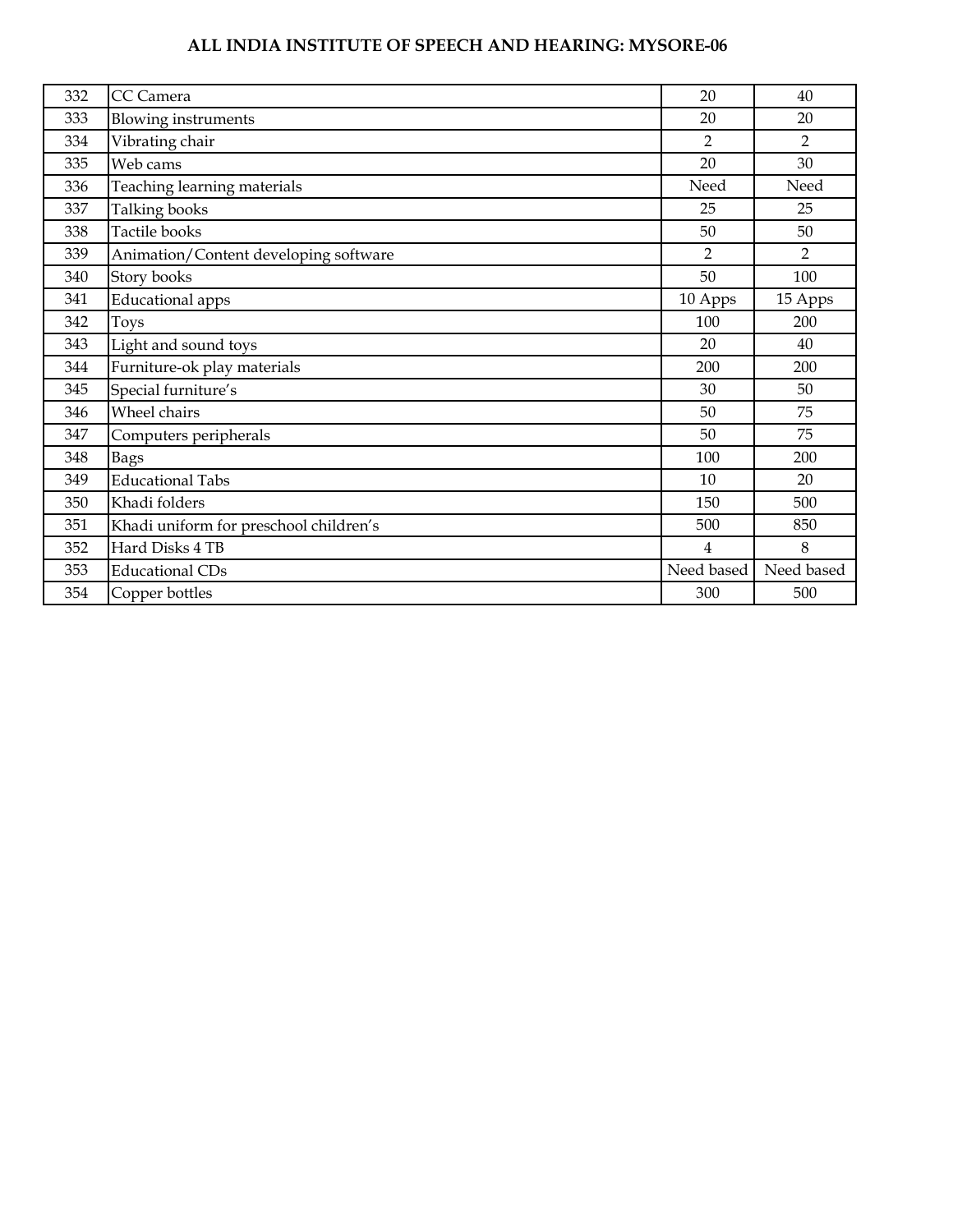## ALL INDIA INSTITUTE OF SPEECH AND HEARING: MYSORE-06

| | | | |
|---|---|---|---|
| 332 | CC Camera | 20 | 40 |
| 333 | Blowing instruments | 20 | 20 |
| 334 | Vibrating chair | 2 | 2 |
| 335 | Web cams | 20 | 30 |
| 336 | Teaching learning materials | Need | Need |
| 337 | Talking books | 25 | 25 |
| 338 | Tactile books | 50 | 50 |
| 339 | Animation/Content developing software | 2 | 2 |
| 340 | Story books | 50 | 100 |
| 341 | Educational apps | 10 Apps | 15 Apps |
| 342 | Toys | 100 | 200 |
| 343 | Light and sound toys | 20 | 40 |
| 344 | Furniture-ok play materials | 200 | 200 |
| 345 | Special furniture's | 30 | 50 |
| 346 | Wheel chairs | 50 | 75 |
| 347 | Computers peripherals | 50 | 75 |
| 348 | Bags | 100 | 200 |
| 349 | Educational Tabs | 10 | 20 |
| 350 | Khadi folders | 150 | 500 |
| 351 | Khadi uniform for preschool children's | 500 | 850 |
| 352 | Hard Disks 4 TB | 4 | 8 |
| 353 | Educational CDs | Need based | Need based |
| 354 | Copper bottles | 300 | 500 |